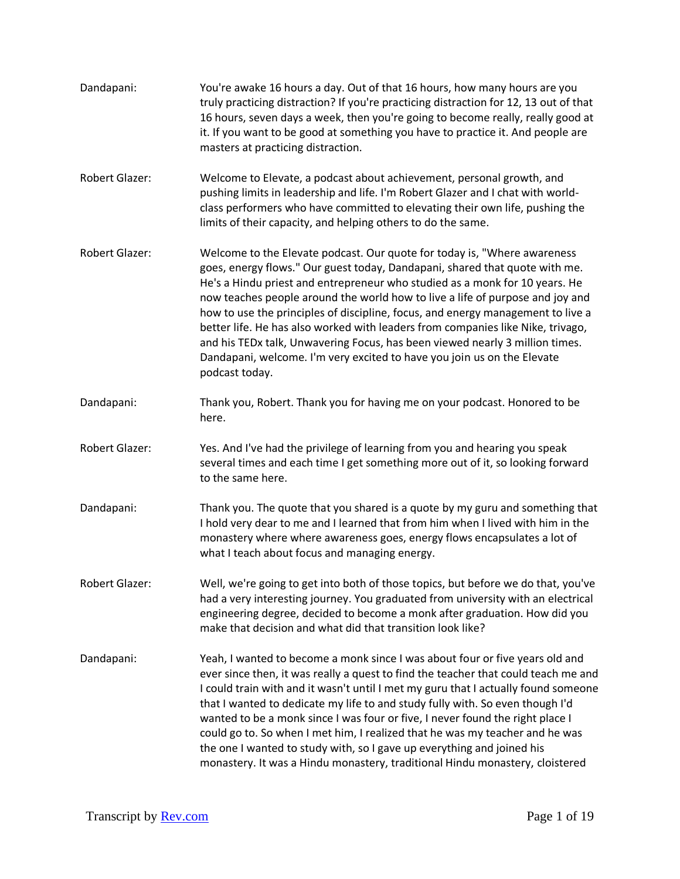**Dandapani:** You're awake 16 hours a day. Out of that 16 hours, how many hours are you truly practicing distraction? If you're practicing distraction for 12, 13 out of that 16 hours, seven days a week, then you're going to become really, really good at it. If you want to be good at something you have to practice it. And people are masters at practicing distraction.

**Robert Glazer:** Welcome to Elevate, a podcast about achievement, personal growth, and pushing limits in leadership and life. I'm Robert Glazer and I chat with world-class performers who have committed to elevating their own life, pushing the limits of their capacity, and helping others to do the same.

**Robert Glazer:** Welcome to the Elevate podcast. Our quote for today is, "Where awareness goes, energy flows." Our guest today, Dandapani, shared that quote with me. He's a Hindu priest and entrepreneur who studied as a monk for 10 years. He now teaches people around the world how to live a life of purpose and joy and how to use the principles of discipline, focus, and energy management to live a better life. He has also worked with leaders from companies like Nike, trivago, and his TEDx talk, Unwavering Focus, has been viewed nearly 3 million times. Dandapani, welcome. I'm very excited to have you join us on the Elevate podcast today.

**Dandapani:** Thank you, Robert. Thank you for having me on your podcast. Honored to be here.

**Robert Glazer:** Yes. And I've had the privilege of learning from you and hearing you speak several times and each time I get something more out of it, so looking forward to the same here.

**Dandapani:** Thank you. The quote that you shared is a quote by my guru and something that I hold very dear to me and I learned that from him when I lived with him in the monastery where where awareness goes, energy flows encapsulates a lot of what I teach about focus and managing energy.

**Robert Glazer:** Well, we're going to get into both of those topics, but before we do that, you've had a very interesting journey. You graduated from university with an electrical engineering degree, decided to become a monk after graduation. How did you make that decision and what did that transition look like?

**Dandapani:** Yeah, I wanted to become a monk since I was about four or five years old and ever since then, it was really a quest to find the teacher that could teach me and I could train with and it wasn't until I met my guru that I actually found someone that I wanted to dedicate my life to and study fully with. So even though I'd wanted to be a monk since I was four or five, I never found the right place I could go to. So when I met him, I realized that he was my teacher and he was the one I wanted to study with, so I gave up everything and joined his monastery. It was a Hindu monastery, traditional Hindu monastery, cloistered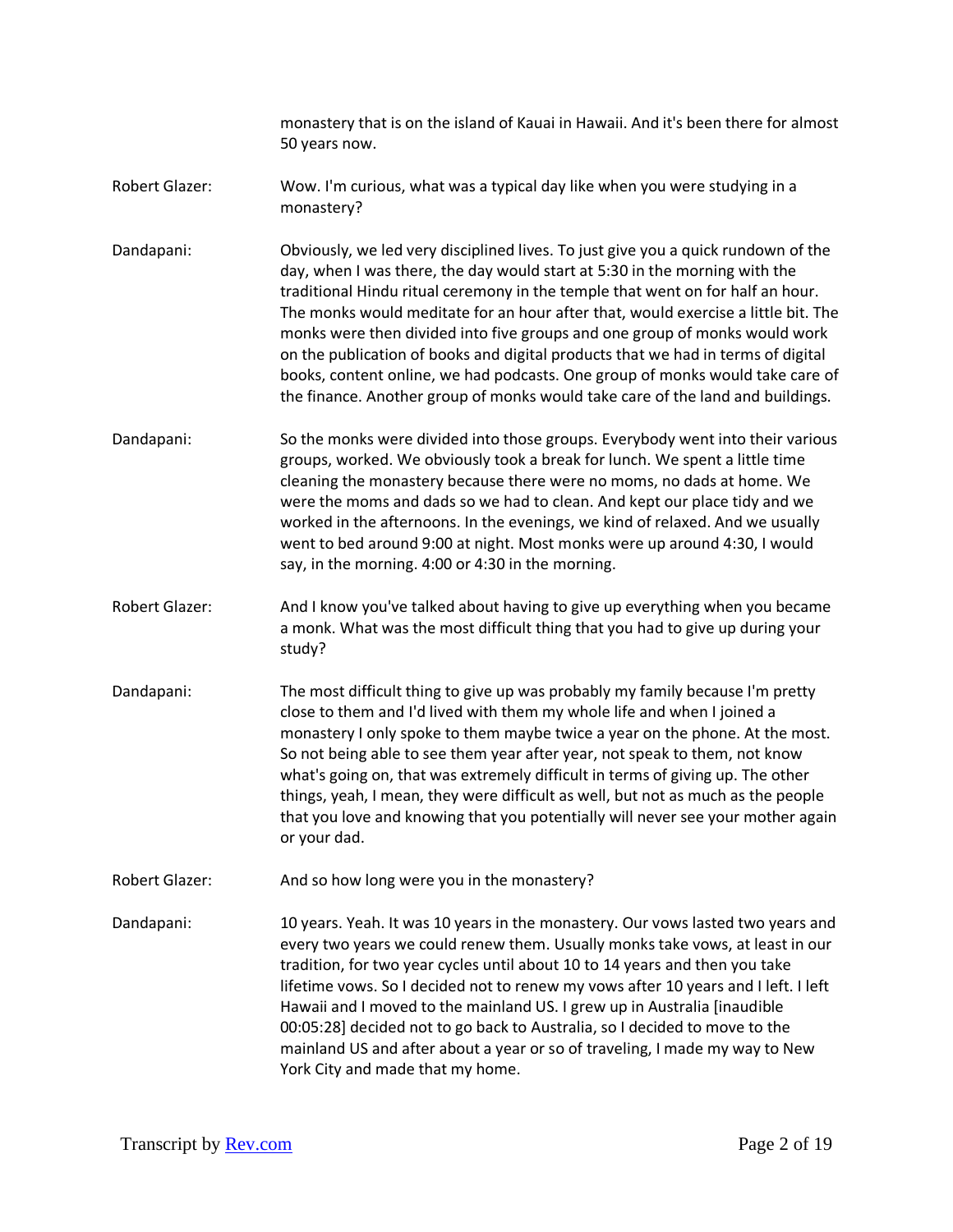monastery that is on the island of Kauai in Hawaii. And it's been there for almost 50 years now.

**Robert Glazer:** Wow. I'm curious, what was a typical day like when you were studying in a monastery?

**Dandapani:** Obviously, we led very disciplined lives. To just give you a quick rundown of the day, when I was there, the day would start at 5:30 in the morning with the traditional Hindu ritual ceremony in the temple that went on for half an hour. The monks would meditate for an hour after that, would exercise a little bit. The monks were then divided into five groups and one group of monks would work on the publication of books and digital products that we had in terms of digital books, content online, we had podcasts. One group of monks would take care of the finance. Another group of monks would take care of the land and buildings.

**Dandapani:** So the monks were divided into those groups. Everybody went into their various groups, worked. We obviously took a break for lunch. We spent a little time cleaning the monastery because there were no moms, no dads at home. We were the moms and dads so we had to clean. And kept our place tidy and we worked in the afternoons. In the evenings, we kind of relaxed. And we usually went to bed around 9:00 at night. Most monks were up around 4:30, I would say, in the morning. 4:00 or 4:30 in the morning.

**Robert Glazer:** And I know you've talked about having to give up everything when you became a monk. What was the most difficult thing that you had to give up during your study?

**Dandapani:** The most difficult thing to give up was probably my family because I'm pretty close to them and I'd lived with them my whole life and when I joined a monastery I only spoke to them maybe twice a year on the phone. At the most. So not being able to see them year after year, not speak to them, not know what's going on, that was extremely difficult in terms of giving up. The other things, yeah, I mean, they were difficult as well, but not as much as the people that you love and knowing that you potentially will never see your mother again or your dad.

**Robert Glazer:** And so how long were you in the monastery?

**Dandapani:** 10 years. Yeah. It was 10 years in the monastery. Our vows lasted two years and every two years we could renew them. Usually monks take vows, at least in our tradition, for two year cycles until about 10 to 14 years and then you take lifetime vows. So I decided not to renew my vows after 10 years and I left. I left Hawaii and I moved to the mainland US. I grew up in Australia [inaudible 00:05:28] decided not to go back to Australia, so I decided to move to the mainland US and after about a year or so of traveling, I made my way to New York City and made that my home.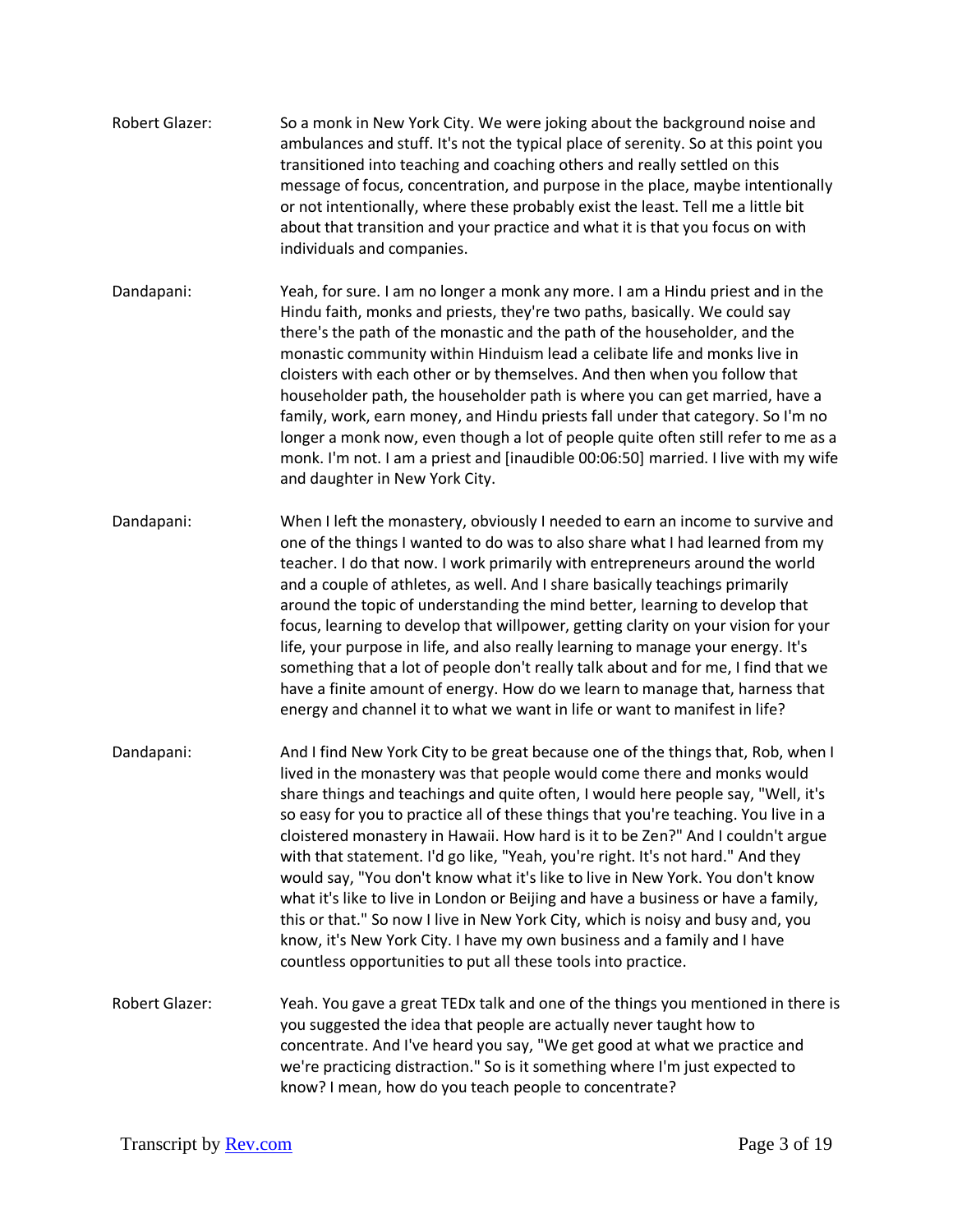**Robert Glazer:** So a monk in New York City. We were joking about the background noise and ambulances and stuff. It's not the typical place of serenity. So at this point you transitioned into teaching and coaching others and really settled on this message of focus, concentration, and purpose in the place, maybe intentionally or not intentionally, where these probably exist the least. Tell me a little bit about that transition and your practice and what it is that you focus on with individuals and companies.

**Dandapani:** Yeah, for sure. I am no longer a monk any more. I am a Hindu priest and in the Hindu faith, monks and priests, they're two paths, basically. We could say there's the path of the monastic and the path of the householder, and the monastic community within Hinduism lead a celibate life and monks live in cloisters with each other or by themselves. And then when you follow that householder path, the householder path is where you can get married, have a family, work, earn money, and Hindu priests fall under that category. So I'm no longer a monk now, even though a lot of people quite often still refer to me as a monk. I'm not. I am a priest and [inaudible 00:06:50] married. I live with my wife and daughter in New York City.

**Dandapani:** When I left the monastery, obviously I needed to earn an income to survive and one of the things I wanted to do was to also share what I had learned from my teacher. I do that now. I work primarily with entrepreneurs around the world and a couple of athletes, as well. And I share basically teachings primarily around the topic of understanding the mind better, learning to develop that focus, learning to develop that willpower, getting clarity on your vision for your life, your purpose in life, and also really learning to manage your energy. It's something that a lot of people don't really talk about and for me, I find that we have a finite amount of energy. How do we learn to manage that, harness that energy and channel it to what we want in life or want to manifest in life?

**Dandapani:** And I find New York City to be great because one of the things that, Rob, when I lived in the monastery was that people would come there and monks would share things and teachings and quite often, I would here people say, "Well, it's so easy for you to practice all of these things that you're teaching. You live in a cloistered monastery in Hawaii. How hard is it to be Zen?" And I couldn't argue with that statement. I'd go like, "Yeah, you're right. It's not hard." And they would say, "You don't know what it's like to live in New York. You don't know what it's like to live in London or Beijing and have a business or have a family, this or that." So now I live in New York City, which is noisy and busy and, you know, it's New York City. I have my own business and a family and I have countless opportunities to put all these tools into practice.

**Robert Glazer:** Yeah. You gave a great TEDx talk and one of the things you mentioned in there is you suggested the idea that people are actually never taught how to concentrate. And I've heard you say, "We get good at what we practice and we're practicing distraction." So is it something where I'm just expected to know? I mean, how do you teach people to concentrate?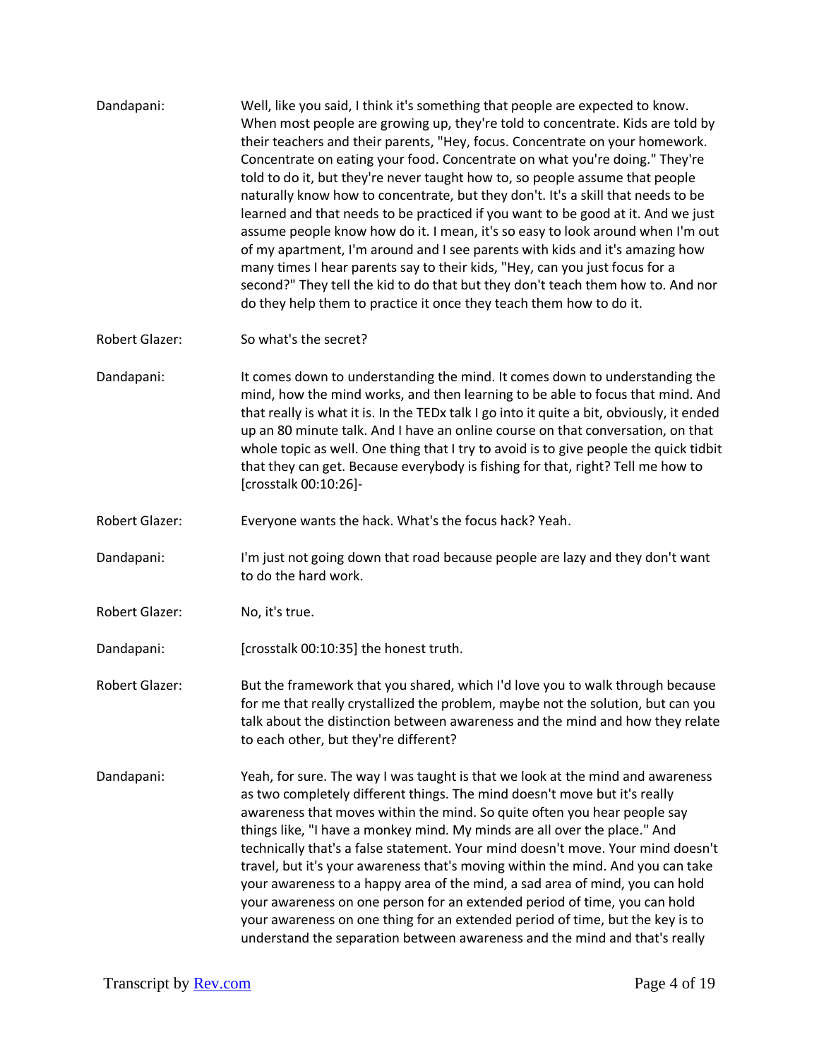Dandapani: Well, like you said, I think it's something that people are expected to know. When most people are growing up, they're told to concentrate. Kids are told by their teachers and their parents, "Hey, focus. Concentrate on your homework. Concentrate on eating your food. Concentrate on what you're doing." They're told to do it, but they're never taught how to, so people assume that people naturally know how to concentrate, but they don't. It's a skill that needs to be learned and that needs to be practiced if you want to be good at it. And we just assume people know how do it. I mean, it's so easy to look around when I'm out of my apartment, I'm around and I see parents with kids and it's amazing how many times I hear parents say to their kids, "Hey, can you just focus for a second?" They tell the kid to do that but they don't teach them how to. And nor do they help them to practice it once they teach them how to do it.

Robert Glazer: So what's the secret?

Dandapani: It comes down to understanding the mind. It comes down to understanding the mind, how the mind works, and then learning to be able to focus that mind. And that really is what it is. In the TEDx talk I go into it quite a bit, obviously, it ended up an 80 minute talk. And I have an online course on that conversation, on that whole topic as well. One thing that I try to avoid is to give people the quick tidbit that they can get. Because everybody is fishing for that, right? Tell me how to [crosstalk 00:10:26]-

Robert Glazer: Everyone wants the hack. What's the focus hack? Yeah.

Dandapani: I'm just not going down that road because people are lazy and they don't want to do the hard work.

Robert Glazer: No, it's true.

Dandapani: [crosstalk 00:10:35] the honest truth.

Robert Glazer: But the framework that you shared, which I'd love you to walk through because for me that really crystallized the problem, maybe not the solution, but can you talk about the distinction between awareness and the mind and how they relate to each other, but they're different?

Dandapani: Yeah, for sure. The way I was taught is that we look at the mind and awareness as two completely different things. The mind doesn't move but it's really awareness that moves within the mind. So quite often you hear people say things like, "I have a monkey mind. My minds are all over the place." And technically that's a false statement. Your mind doesn't move. Your mind doesn't travel, but it's your awareness that's moving within the mind. And you can take your awareness to a happy area of the mind, a sad area of mind, you can hold your awareness on one person for an extended period of time, you can hold your awareness on one thing for an extended period of time, but the key is to understand the separation between awareness and the mind and that's really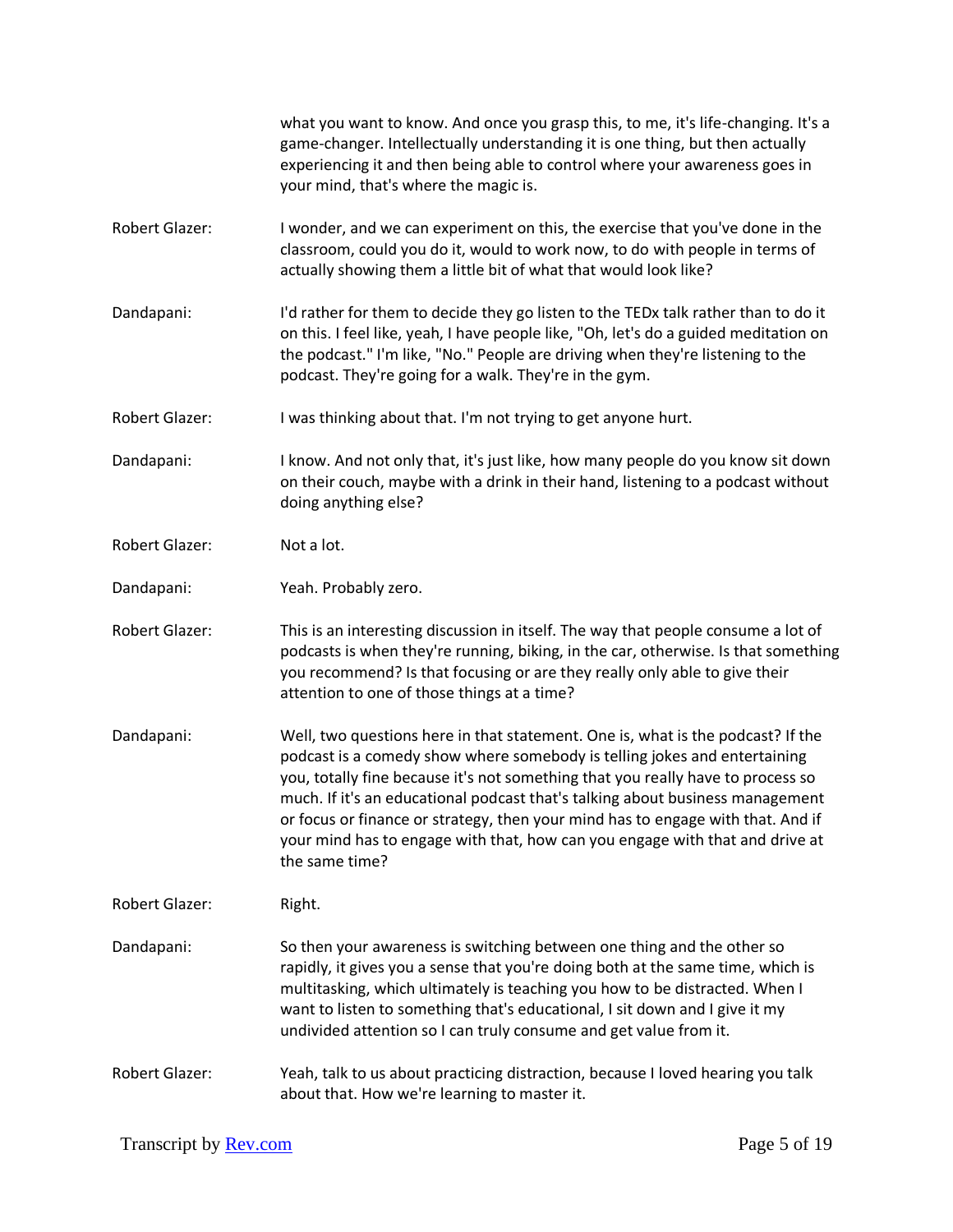what you want to know. And once you grasp this, to me, it's life-changing. It's a game-changer. Intellectually understanding it is one thing, but then actually experiencing it and then being able to control where your awareness goes in your mind, that's where the magic is.

Robert Glazer: I wonder, and we can experiment on this, the exercise that you've done in the classroom, could you do it, would to work now, to do with people in terms of actually showing them a little bit of what that would look like?

Dandapani: I'd rather for them to decide they go listen to the TEDx talk rather than to do it on this. I feel like, yeah, I have people like, "Oh, let's do a guided meditation on the podcast." I'm like, "No." People are driving when they're listening to the podcast. They're going for a walk. They're in the gym.

Robert Glazer: I was thinking about that. I'm not trying to get anyone hurt.

Dandapani: I know. And not only that, it's just like, how many people do you know sit down on their couch, maybe with a drink in their hand, listening to a podcast without doing anything else?

Robert Glazer: Not a lot.

Dandapani: Yeah. Probably zero.

Robert Glazer: This is an interesting discussion in itself. The way that people consume a lot of podcasts is when they're running, biking, in the car, otherwise. Is that something you recommend? Is that focusing or are they really only able to give their attention to one of those things at a time?

Dandapani: Well, two questions here in that statement. One is, what is the podcast? If the podcast is a comedy show where somebody is telling jokes and entertaining you, totally fine because it's not something that you really have to process so much. If it's an educational podcast that's talking about business management or focus or finance or strategy, then your mind has to engage with that. And if your mind has to engage with that, how can you engage with that and drive at the same time?

Robert Glazer: Right.

Dandapani: So then your awareness is switching between one thing and the other so rapidly, it gives you a sense that you're doing both at the same time, which is multitasking, which ultimately is teaching you how to be distracted. When I want to listen to something that's educational, I sit down and I give it my undivided attention so I can truly consume and get value from it.

Robert Glazer: Yeah, talk to us about practicing distraction, because I loved hearing you talk about that. How we're learning to master it.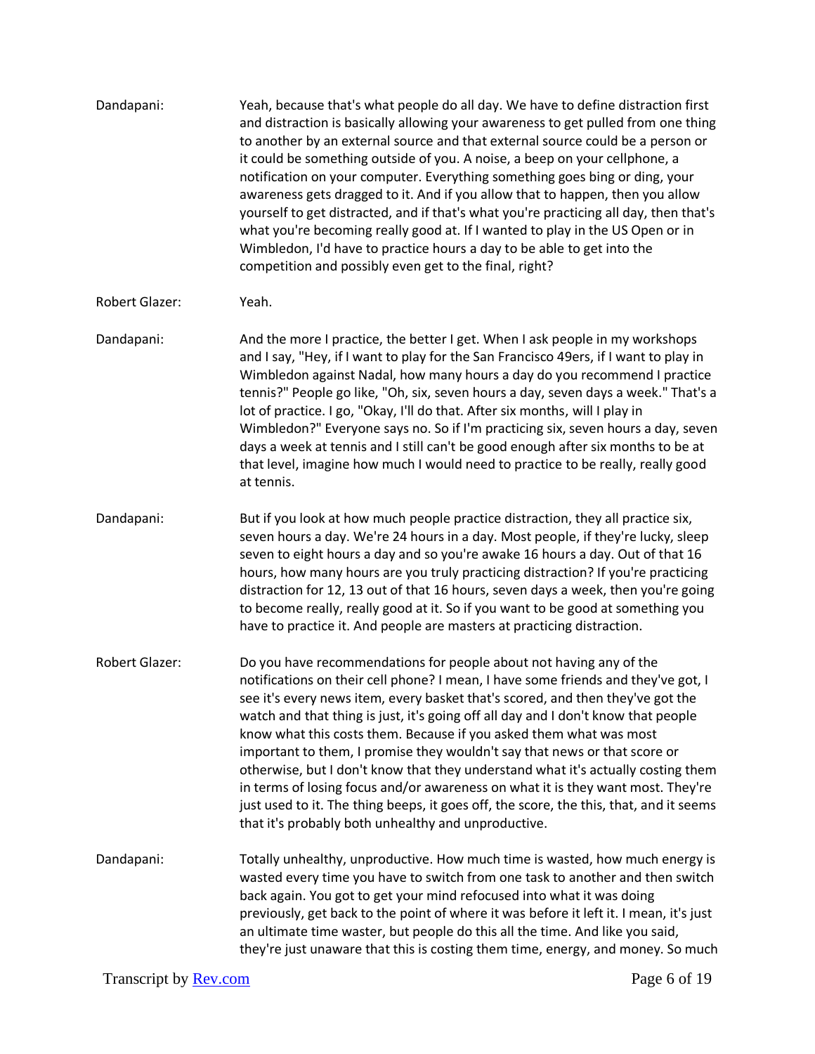Dandapani: Yeah, because that's what people do all day. We have to define distraction first and distraction is basically allowing your awareness to get pulled from one thing to another by an external source and that external source could be a person or it could be something outside of you. A noise, a beep on your cellphone, a notification on your computer. Everything something goes bing or ding, your awareness gets dragged to it. And if you allow that to happen, then you allow yourself to get distracted, and if that's what you're practicing all day, then that's what you're becoming really good at. If I wanted to play in the US Open or in Wimbledon, I'd have to practice hours a day to be able to get into the competition and possibly even get to the final, right?

Robert Glazer: Yeah.

Dandapani: And the more I practice, the better I get. When I ask people in my workshops and I say, "Hey, if I want to play for the San Francisco 49ers, if I want to play in Wimbledon against Nadal, how many hours a day do you recommend I practice tennis?" People go like, "Oh, six, seven hours a day, seven days a week." That's a lot of practice. I go, "Okay, I'll do that. After six months, will I play in Wimbledon?" Everyone says no. So if I'm practicing six, seven hours a day, seven days a week at tennis and I still can't be good enough after six months to be at that level, imagine how much I would need to practice to be really, really good at tennis.

Dandapani: But if you look at how much people practice distraction, they all practice six, seven hours a day. We're 24 hours in a day. Most people, if they're lucky, sleep seven to eight hours a day and so you're awake 16 hours a day. Out of that 16 hours, how many hours are you truly practicing distraction? If you're practicing distraction for 12, 13 out of that 16 hours, seven days a week, then you're going to become really, really good at it. So if you want to be good at something you have to practice it. And people are masters at practicing distraction.

Robert Glazer: Do you have recommendations for people about not having any of the notifications on their cell phone? I mean, I have some friends and they've got, I see it's every news item, every basket that's scored, and then they've got the watch and that thing is just, it's going off all day and I don't know that people know what this costs them. Because if you asked them what was most important to them, I promise they wouldn't say that news or that score or otherwise, but I don't know that they understand what it's actually costing them in terms of losing focus and/or awareness on what it is they want most. They're just used to it. The thing beeps, it goes off, the score, the this, that, and it seems that it's probably both unhealthy and unproductive.

Dandapani: Totally unhealthy, unproductive. How much time is wasted, how much energy is wasted every time you have to switch from one task to another and then switch back again. You got to get your mind refocused into what it was doing previously, get back to the point of where it was before it left it. I mean, it's just an ultimate time waster, but people do this all the time. And like you said, they're just unaware that this is costing them time, energy, and money. So much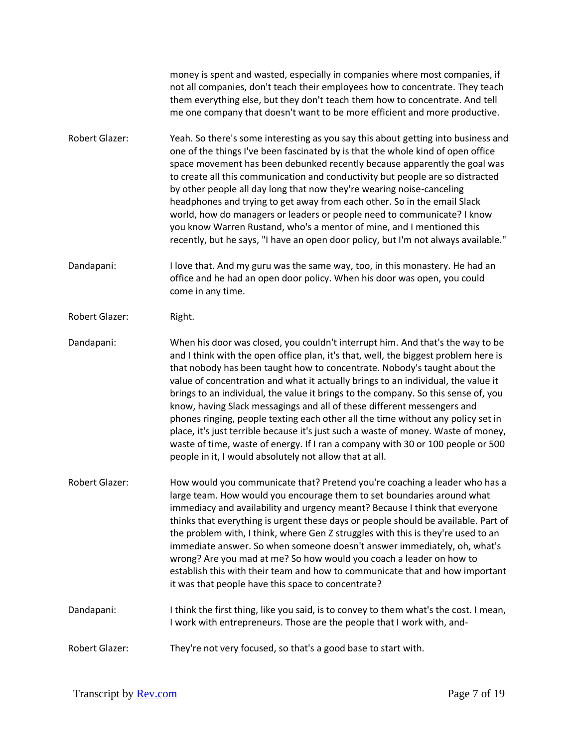money is spent and wasted, especially in companies where most companies, if not all companies, don't teach their employees how to concentrate. They teach them everything else, but they don't teach them how to concentrate. And tell me one company that doesn't want to be more efficient and more productive.

**Robert Glazer:** Yeah. So there's some interesting as you say this about getting into business and one of the things I've been fascinated by is that the whole kind of open office space movement has been debunked recently because apparently the goal was to create all this communication and conductivity but people are so distracted by other people all day long that now they're wearing noise-canceling headphones and trying to get away from each other. So in the email Slack world, how do managers or leaders or people need to communicate? I know you know Warren Rustand, who's a mentor of mine, and I mentioned this recently, but he says, "I have an open door policy, but I'm not always available."

**Dandapani:** I love that. And my guru was the same way, too, in this monastery. He had an office and he had an open door policy. When his door was open, you could come in any time.

**Robert Glazer:** Right.

**Dandapani:** When his door was closed, you couldn't interrupt him. And that's the way to be and I think with the open office plan, it's that, well, the biggest problem here is that nobody has been taught how to concentrate. Nobody's taught about the value of concentration and what it actually brings to an individual, the value it brings to an individual, the value it brings to the company. So this sense of, you know, having Slack messagings and all of these different messengers and phones ringing, people texting each other all the time without any policy set in place, it's just terrible because it's just such a waste of money. Waste of money, waste of time, waste of energy. If I ran a company with 30 or 100 people or 500 people in it, I would absolutely not allow that at all.

**Robert Glazer:** How would you communicate that? Pretend you're coaching a leader who has a large team. How would you encourage them to set boundaries around what immediacy and availability and urgency meant? Because I think that everyone thinks that everything is urgent these days or people should be available. Part of the problem with, I think, where Gen Z struggles with this is they're used to an immediate answer. So when someone doesn't answer immediately, oh, what's wrong? Are you mad at me? So how would you coach a leader on how to establish this with their team and how to communicate that and how important it was that people have this space to concentrate?

**Dandapani:** I think the first thing, like you said, is to convey to them what's the cost. I mean, I work with entrepreneurs. Those are the people that I work with, and-

**Robert Glazer:** They're not very focused, so that's a good base to start with.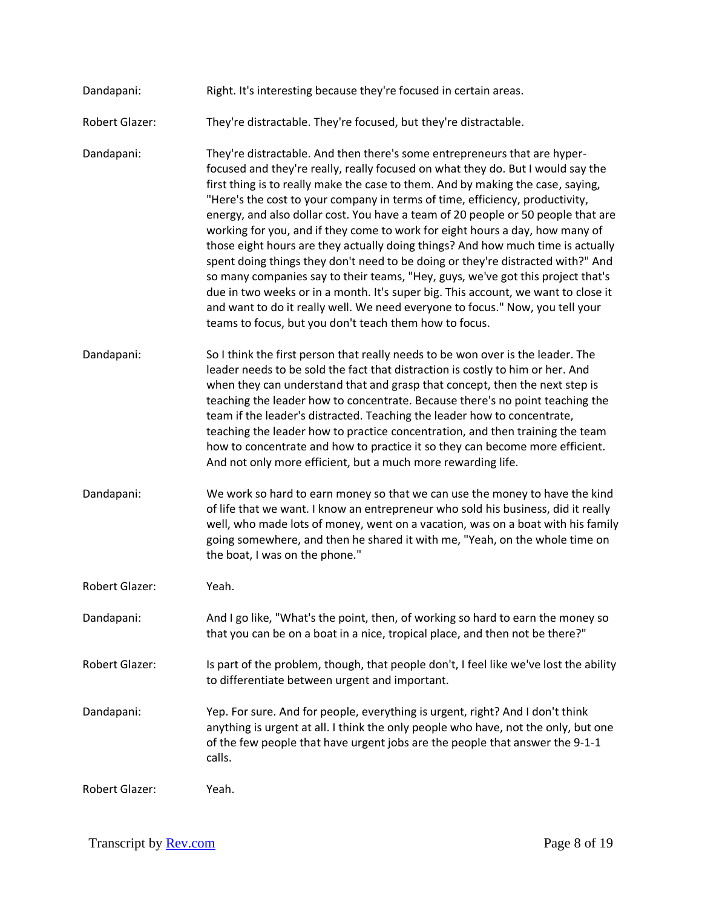Dandapani: Right. It's interesting because they're focused in certain areas.

Robert Glazer: They're distractable. They're focused, but they're distractable.

Dandapani: They're distractable. And then there's some entrepreneurs that are hyper-focused and they're really, really focused on what they do. But I would say the first thing is to really make the case to them. And by making the case, saying, "Here's the cost to your company in terms of time, efficiency, productivity, energy, and also dollar cost. You have a team of 20 people or 50 people that are working for you, and if they come to work for eight hours a day, how many of those eight hours are they actually doing things? And how much time is actually spent doing things they don't need to be doing or they're distracted with?" And so many companies say to their teams, "Hey, guys, we've got this project that's due in two weeks or in a month. It's super big. This account, we want to close it and want to do it really well. We need everyone to focus." Now, you tell your teams to focus, but you don't teach them how to focus.

Dandapani: So I think the first person that really needs to be won over is the leader. The leader needs to be sold the fact that distraction is costly to him or her. And when they can understand that and grasp that concept, then the next step is teaching the leader how to concentrate. Because there's no point teaching the team if the leader's distracted. Teaching the leader how to concentrate, teaching the leader how to practice concentration, and then training the team how to concentrate and how to practice it so they can become more efficient. And not only more efficient, but a much more rewarding life.

Dandapani: We work so hard to earn money so that we can use the money to have the kind of life that we want. I know an entrepreneur who sold his business, did it really well, who made lots of money, went on a vacation, was on a boat with his family going somewhere, and then he shared it with me, "Yeah, on the whole time on the boat, I was on the phone."

Robert Glazer: Yeah.

Dandapani: And I go like, "What's the point, then, of working so hard to earn the money so that you can be on a boat in a nice, tropical place, and then not be there?"

Robert Glazer: Is part of the problem, though, that people don't, I feel like we've lost the ability to differentiate between urgent and important.

Dandapani: Yep. For sure. And for people, everything is urgent, right? And I don't think anything is urgent at all. I think the only people who have, not the only, but one of the few people that have urgent jobs are the people that answer the 9-1-1 calls.

Robert Glazer: Yeah.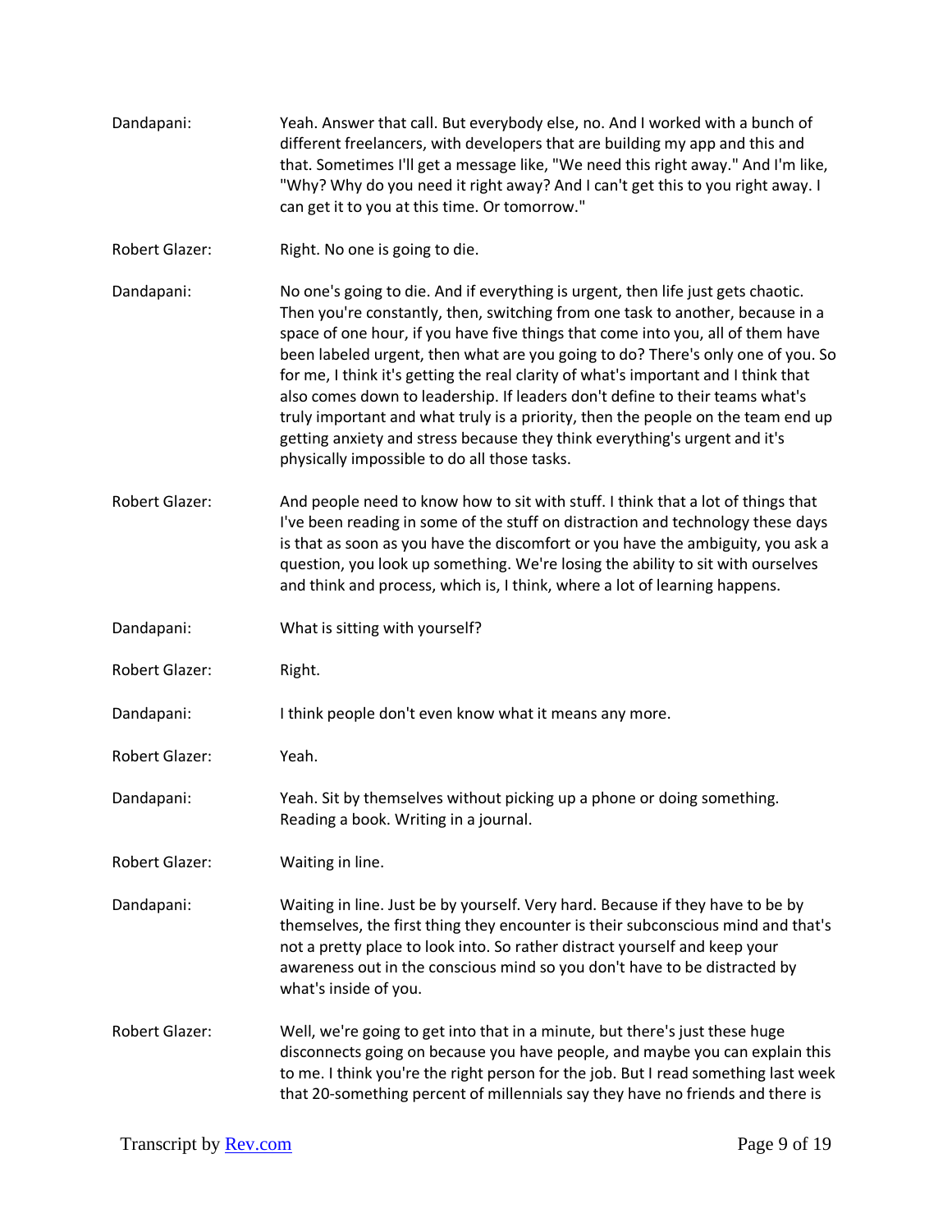Dandapani: Yeah. Answer that call. But everybody else, no. And I worked with a bunch of different freelancers, with developers that are building my app and this and that. Sometimes I'll get a message like, "We need this right away." And I'm like, "Why? Why do you need it right away? And I can't get this to you right away. I can get it to you at this time. Or tomorrow."

Robert Glazer: Right. No one is going to die.

Dandapani: No one's going to die. And if everything is urgent, then life just gets chaotic. Then you're constantly, then, switching from one task to another, because in a space of one hour, if you have five things that come into you, all of them have been labeled urgent, then what are you going to do? There's only one of you. So for me, I think it's getting the real clarity of what's important and I think that also comes down to leadership. If leaders don't define to their teams what's truly important and what truly is a priority, then the people on the team end up getting anxiety and stress because they think everything's urgent and it's physically impossible to do all those tasks.

Robert Glazer: And people need to know how to sit with stuff. I think that a lot of things that I've been reading in some of the stuff on distraction and technology these days is that as soon as you have the discomfort or you have the ambiguity, you ask a question, you look up something. We're losing the ability to sit with ourselves and think and process, which is, I think, where a lot of learning happens.

Dandapani: What is sitting with yourself?

Robert Glazer: Right.

Dandapani: I think people don't even know what it means any more.

Robert Glazer: Yeah.

Dandapani: Yeah. Sit by themselves without picking up a phone or doing something. Reading a book. Writing in a journal.

Robert Glazer: Waiting in line.

Dandapani: Waiting in line. Just be by yourself. Very hard. Because if they have to be by themselves, the first thing they encounter is their subconscious mind and that's not a pretty place to look into. So rather distract yourself and keep your awareness out in the conscious mind so you don't have to be distracted by what's inside of you.

Robert Glazer: Well, we're going to get into that in a minute, but there's just these huge disconnects going on because you have people, and maybe you can explain this to me. I think you're the right person for the job. But I read something last week that 20-something percent of millennials say they have no friends and there is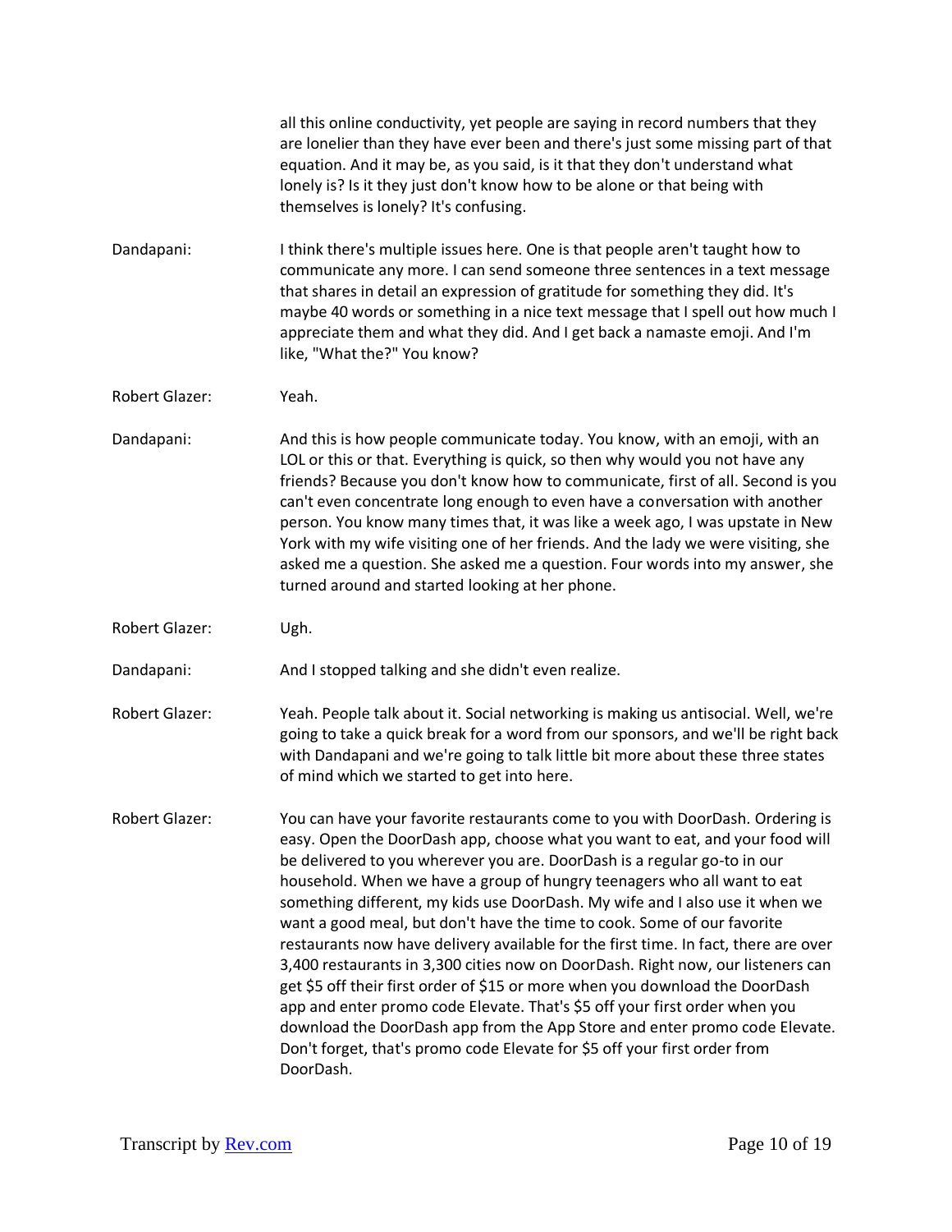all this online conductivity, yet people are saying in record numbers that they are lonelier than they have ever been and there's just some missing part of that equation. And it may be, as you said, is it that they don't understand what lonely is? Is it they just don't know how to be alone or that being with themselves is lonely? It's confusing.

Dandapani: I think there's multiple issues here. One is that people aren't taught how to communicate any more. I can send someone three sentences in a text message that shares in detail an expression of gratitude for something they did. It's maybe 40 words or something in a nice text message that I spell out how much I appreciate them and what they did. And I get back a namaste emoji. And I'm like, "What the?" You know?

Robert Glazer: Yeah.

Dandapani: And this is how people communicate today. You know, with an emoji, with an LOL or this or that. Everything is quick, so then why would you not have any friends? Because you don't know how to communicate, first of all. Second is you can't even concentrate long enough to even have a conversation with another person. You know many times that, it was like a week ago, I was upstate in New York with my wife visiting one of her friends. And the lady we were visiting, she asked me a question. She asked me a question. Four words into my answer, she turned around and started looking at her phone.

Robert Glazer: Ugh.

Dandapani: And I stopped talking and she didn't even realize.

Robert Glazer: Yeah. People talk about it. Social networking is making us antisocial. Well, we're going to take a quick break for a word from our sponsors, and we'll be right back with Dandapani and we're going to talk little bit more about these three states of mind which we started to get into here.

Robert Glazer: You can have your favorite restaurants come to you with DoorDash. Ordering is easy. Open the DoorDash app, choose what you want to eat, and your food will be delivered to you wherever you are. DoorDash is a regular go-to in our household. When we have a group of hungry teenagers who all want to eat something different, my kids use DoorDash. My wife and I also use it when we want a good meal, but don't have the time to cook. Some of our favorite restaurants now have delivery available for the first time. In fact, there are over 3,400 restaurants in 3,300 cities now on DoorDash. Right now, our listeners can get $5 off their first order of $15 or more when you download the DoorDash app and enter promo code Elevate. That's $5 off your first order when you download the DoorDash app from the App Store and enter promo code Elevate. Don't forget, that's promo code Elevate for $5 off your first order from DoorDash.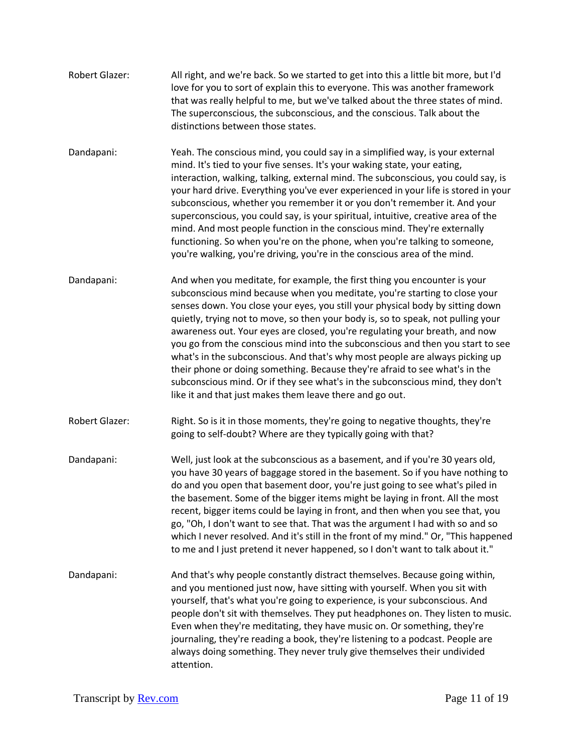Robert Glazer: All right, and we're back. So we started to get into this a little bit more, but I'd love for you to sort of explain this to everyone. This was another framework that was really helpful to me, but we've talked about the three states of mind. The superconscious, the subconscious, and the conscious. Talk about the distinctions between those states.

Dandapani: Yeah. The conscious mind, you could say in a simplified way, is your external mind. It's tied to your five senses. It's your waking state, your eating, interaction, walking, talking, external mind. The subconscious, you could say, is your hard drive. Everything you've ever experienced in your life is stored in your subconscious, whether you remember it or you don't remember it. And your superconscious, you could say, is your spiritual, intuitive, creative area of the mind. And most people function in the conscious mind. They're externally functioning. So when you're on the phone, when you're talking to someone, you're walking, you're driving, you're in the conscious area of the mind.

Dandapani: And when you meditate, for example, the first thing you encounter is your subconscious mind because when you meditate, you're starting to close your senses down. You close your eyes, you still your physical body by sitting down quietly, trying not to move, so then your body is, so to speak, not pulling your awareness out. Your eyes are closed, you're regulating your breath, and now you go from the conscious mind into the subconscious and then you start to see what's in the subconscious. And that's why most people are always picking up their phone or doing something. Because they're afraid to see what's in the subconscious mind. Or if they see what's in the subconscious mind, they don't like it and that just makes them leave there and go out.

Robert Glazer: Right. So is it in those moments, they're going to negative thoughts, they're going to self-doubt? Where are they typically going with that?

Dandapani: Well, just look at the subconscious as a basement, and if you're 30 years old, you have 30 years of baggage stored in the basement. So if you have nothing to do and you open that basement door, you're just going to see what's piled in the basement. Some of the bigger items might be laying in front. All the most recent, bigger items could be laying in front, and then when you see that, you go, "Oh, I don't want to see that. That was the argument I had with so and so which I never resolved. And it's still in the front of my mind." Or, "This happened to me and I just pretend it never happened, so I don't want to talk about it."

Dandapani: And that's why people constantly distract themselves. Because going within, and you mentioned just now, have sitting with yourself. When you sit with yourself, that's what you're going to experience, is your subconscious. And people don't sit with themselves. They put headphones on. They listen to music. Even when they're meditating, they have music on. Or something, they're journaling, they're reading a book, they're listening to a podcast. People are always doing something. They never truly give themselves their undivided attention.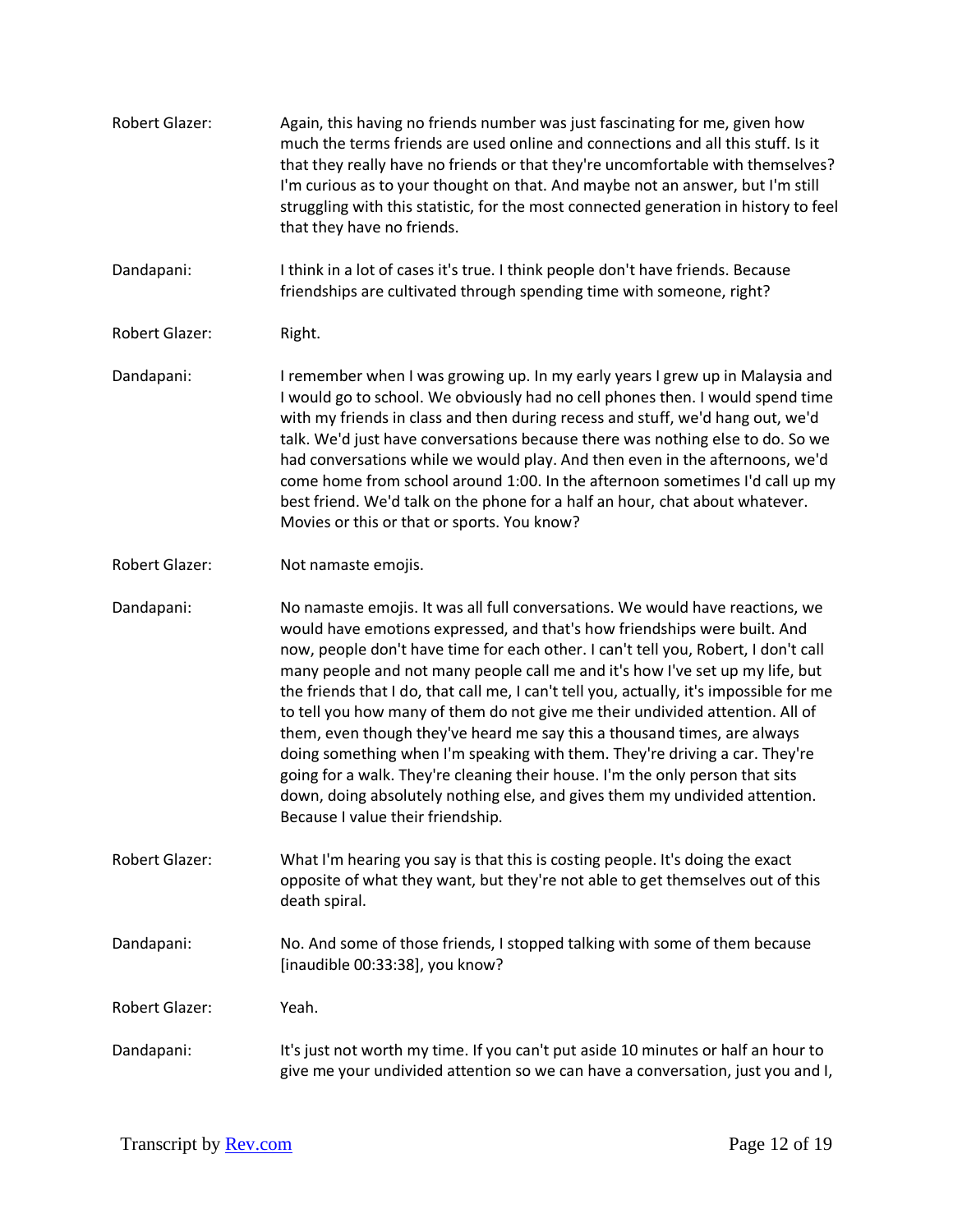Robert Glazer: Again, this having no friends number was just fascinating for me, given how much the terms friends are used online and connections and all this stuff. Is it that they really have no friends or that they're uncomfortable with themselves? I'm curious as to your thought on that. And maybe not an answer, but I'm still struggling with this statistic, for the most connected generation in history to feel that they have no friends.

Dandapani: I think in a lot of cases it's true. I think people don't have friends. Because friendships are cultivated through spending time with someone, right?

Robert Glazer: Right.

Dandapani: I remember when I was growing up. In my early years I grew up in Malaysia and I would go to school. We obviously had no cell phones then. I would spend time with my friends in class and then during recess and stuff, we'd hang out, we'd talk. We'd just have conversations because there was nothing else to do. So we had conversations while we would play. And then even in the afternoons, we'd come home from school around 1:00. In the afternoon sometimes I'd call up my best friend. We'd talk on the phone for a half an hour, chat about whatever. Movies or this or that or sports. You know?

Robert Glazer: Not namaste emojis.

Dandapani: No namaste emojis. It was all full conversations. We would have reactions, we would have emotions expressed, and that's how friendships were built. And now, people don't have time for each other. I can't tell you, Robert, I don't call many people and not many people call me and it's how I've set up my life, but the friends that I do, that call me, I can't tell you, actually, it's impossible for me to tell you how many of them do not give me their undivided attention. All of them, even though they've heard me say this a thousand times, are always doing something when I'm speaking with them. They're driving a car. They're going for a walk. They're cleaning their house. I'm the only person that sits down, doing absolutely nothing else, and gives them my undivided attention. Because I value their friendship.

Robert Glazer: What I'm hearing you say is that this is costing people. It's doing the exact opposite of what they want, but they're not able to get themselves out of this death spiral.

Dandapani: No. And some of those friends, I stopped talking with some of them because [inaudible 00:33:38], you know?

Robert Glazer: Yeah.

Dandapani: It's just not worth my time. If you can't put aside 10 minutes or half an hour to give me your undivided attention so we can have a conversation, just you and I,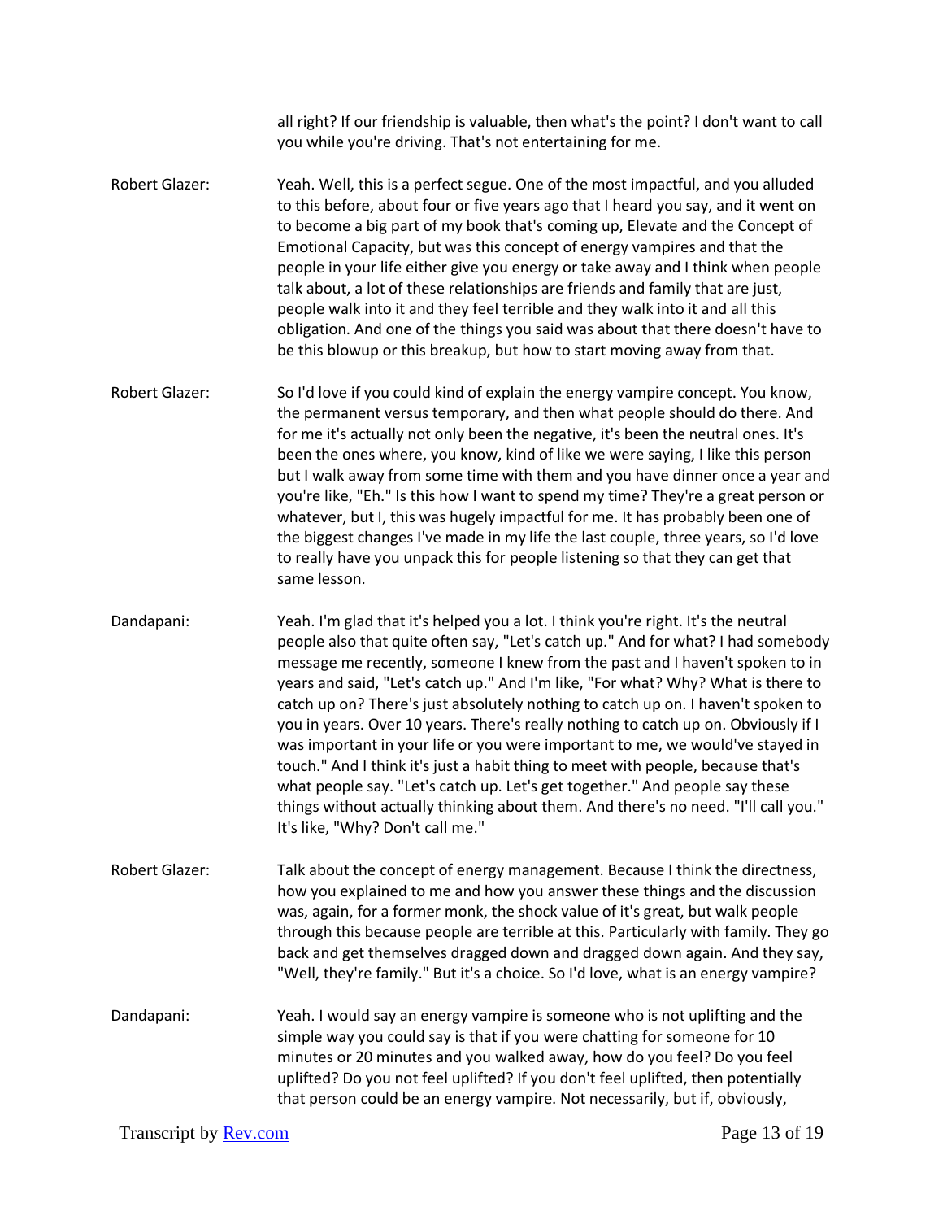all right? If our friendship is valuable, then what's the point? I don't want to call you while you're driving. That's not entertaining for me.

**Robert Glazer:** Yeah. Well, this is a perfect segue. One of the most impactful, and you alluded to this before, about four or five years ago that I heard you say, and it went on to become a big part of my book that's coming up, Elevate and the Concept of Emotional Capacity, but was this concept of energy vampires and that the people in your life either give you energy or take away and I think when people talk about, a lot of these relationships are friends and family that are just, people walk into it and they feel terrible and they walk into it and all this obligation. And one of the things you said was about that there doesn't have to be this blowup or this breakup, but how to start moving away from that.

**Robert Glazer:** So I'd love if you could kind of explain the energy vampire concept. You know, the permanent versus temporary, and then what people should do there. And for me it's actually not only been the negative, it's been the neutral ones. It's been the ones where, you know, kind of like we were saying, I like this person but I walk away from some time with them and you have dinner once a year and you're like, "Eh." Is this how I want to spend my time? They're a great person or whatever, but I, this was hugely impactful for me. It has probably been one of the biggest changes I've made in my life the last couple, three years, so I'd love to really have you unpack this for people listening so that they can get that same lesson.

**Dandapani:** Yeah. I'm glad that it's helped you a lot. I think you're right. It's the neutral people also that quite often say, "Let's catch up." And for what? I had somebody message me recently, someone I knew from the past and I haven't spoken to in years and said, "Let's catch up." And I'm like, "For what? Why? What is there to catch up on? There's just absolutely nothing to catch up on. I haven't spoken to you in years. Over 10 years. There's really nothing to catch up on. Obviously if I was important in your life or you were important to me, we would've stayed in touch." And I think it's just a habit thing to meet with people, because that's what people say. "Let's catch up. Let's get together." And people say these things without actually thinking about them. And there's no need. "I'll call you." It's like, "Why? Don't call me."

**Robert Glazer:** Talk about the concept of energy management. Because I think the directness, how you explained to me and how you answer these things and the discussion was, again, for a former monk, the shock value of it's great, but walk people through this because people are terrible at this. Particularly with family. They go back and get themselves dragged down and dragged down again. And they say, "Well, they're family." But it's a choice. So I'd love, what is an energy vampire?

**Dandapani:** Yeah. I would say an energy vampire is someone who is not uplifting and the simple way you could say is that if you were chatting for someone for 10 minutes or 20 minutes and you walked away, how do you feel? Do you feel uplifted? Do you not feel uplifted? If you don't feel uplifted, then potentially that person could be an energy vampire. Not necessarily, but if, obviously,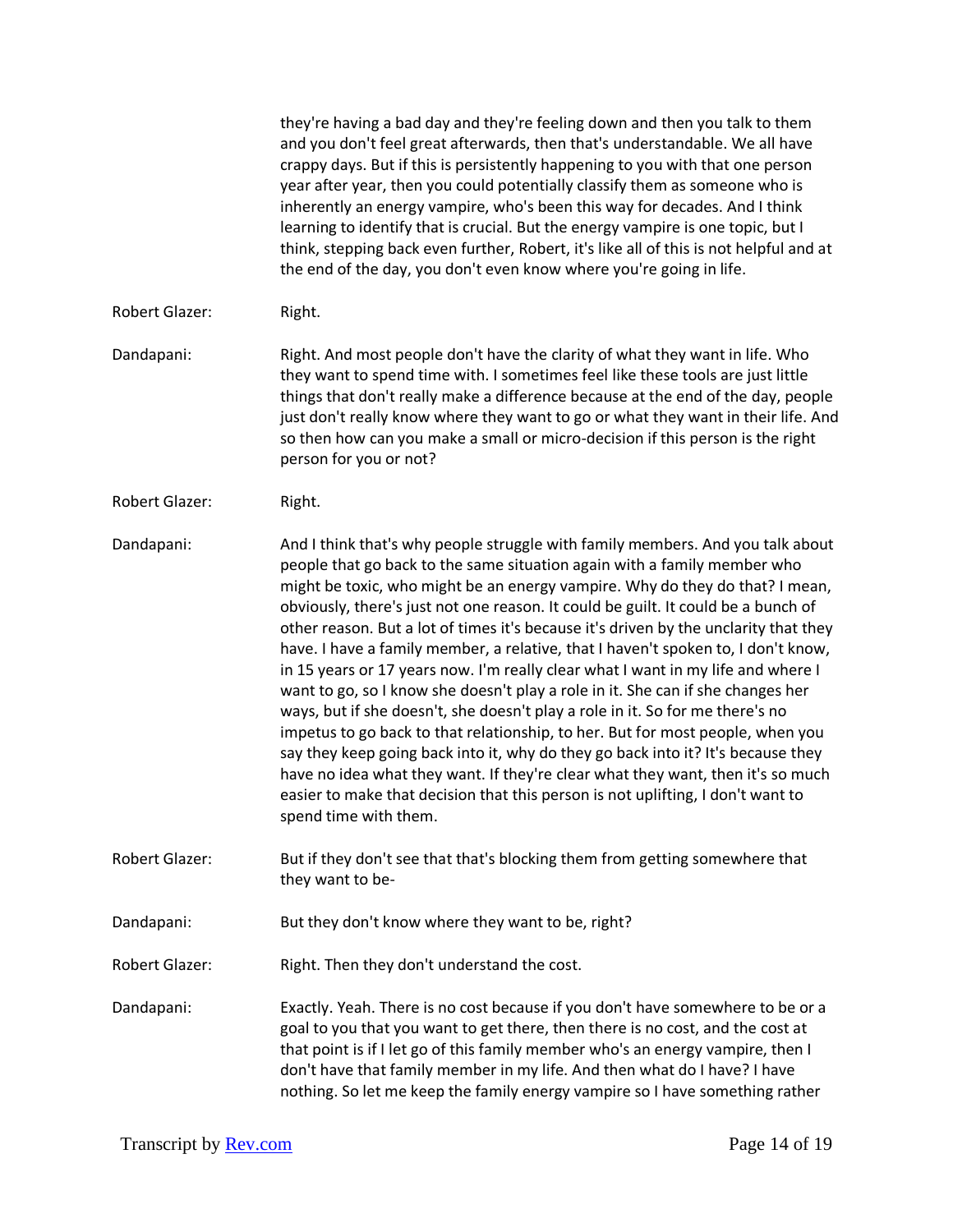they're having a bad day and they're feeling down and then you talk to them and you don't feel great afterwards, then that's understandable. We all have crappy days. But if this is persistently happening to you with that one person year after year, then you could potentially classify them as someone who is inherently an energy vampire, who's been this way for decades. And I think learning to identify that is crucial. But the energy vampire is one topic, but I think, stepping back even further, Robert, it's like all of this is not helpful and at the end of the day, you don't even know where you're going in life.

Robert Glazer: Right.

Dandapani: Right. And most people don't have the clarity of what they want in life. Who they want to spend time with. I sometimes feel like these tools are just little things that don't really make a difference because at the end of the day, people just don't really know where they want to go or what they want in their life. And so then how can you make a small or micro-decision if this person is the right person for you or not?

Robert Glazer: Right.

Dandapani: And I think that's why people struggle with family members. And you talk about people that go back to the same situation again with a family member who might be toxic, who might be an energy vampire. Why do they do that? I mean, obviously, there's just not one reason. It could be guilt. It could be a bunch of other reason. But a lot of times it's because it's driven by the unclarity that they have. I have a family member, a relative, that I haven't spoken to, I don't know, in 15 years or 17 years now. I'm really clear what I want in my life and where I want to go, so I know she doesn't play a role in it. She can if she changes her ways, but if she doesn't, she doesn't play a role in it. So for me there's no impetus to go back to that relationship, to her. But for most people, when you say they keep going back into it, why do they go back into it? It's because they have no idea what they want. If they're clear what they want, then it's so much easier to make that decision that this person is not uplifting, I don't want to spend time with them.

Robert Glazer: But if they don't see that that's blocking them from getting somewhere that they want to be-

Dandapani: But they don't know where they want to be, right?

Robert Glazer: Right. Then they don't understand the cost.

Dandapani: Exactly. Yeah. There is no cost because if you don't have somewhere to be or a goal to you that you want to get there, then there is no cost, and the cost at that point is if I let go of this family member who's an energy vampire, then I don't have that family member in my life. And then what do I have? I have nothing. So let me keep the family energy vampire so I have something rather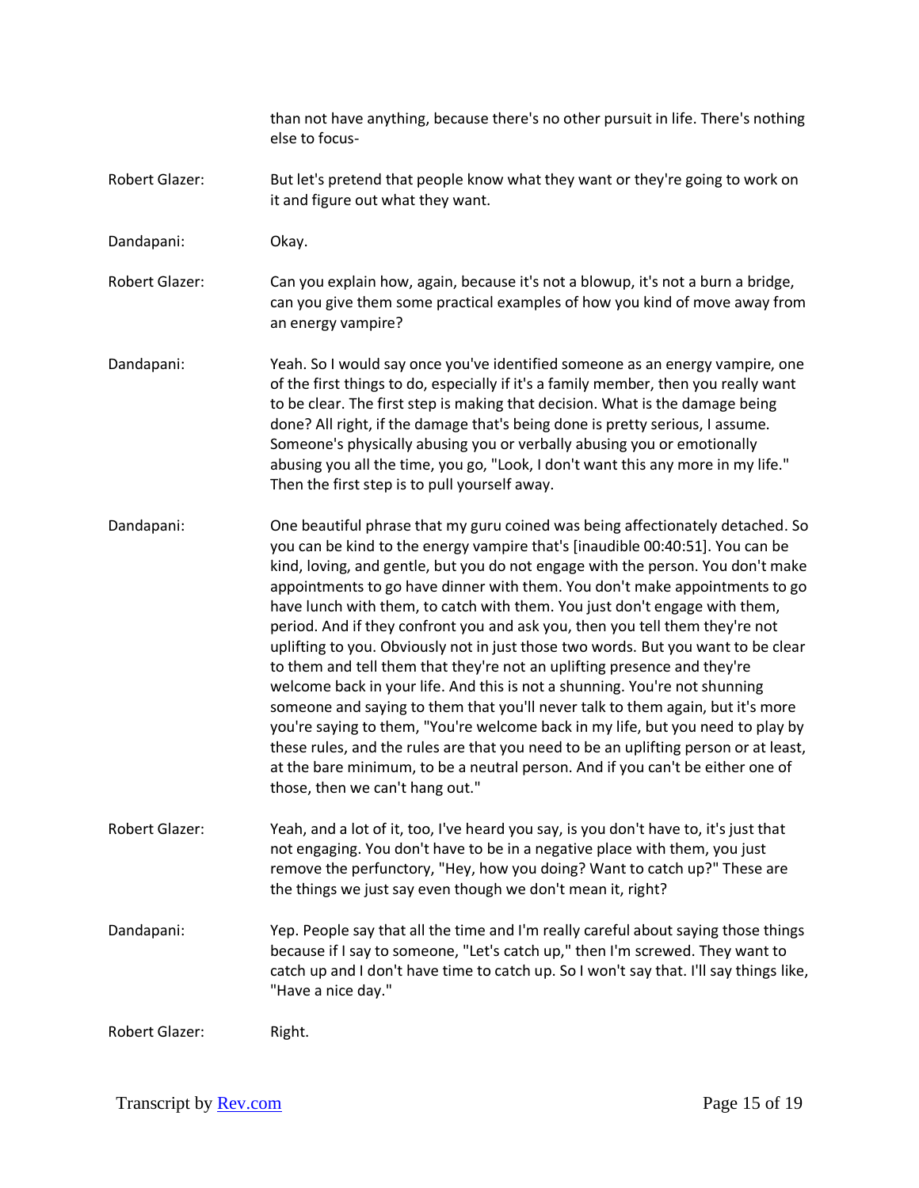than not have anything, because there's no other pursuit in life. There's nothing else to focus-

Robert Glazer: But let's pretend that people know what they want or they're going to work on it and figure out what they want.

Dandapani: Okay.

Robert Glazer: Can you explain how, again, because it's not a blowup, it's not a burn a bridge, can you give them some practical examples of how you kind of move away from an energy vampire?

Dandapani: Yeah. So I would say once you've identified someone as an energy vampire, one of the first things to do, especially if it's a family member, then you really want to be clear. The first step is making that decision. What is the damage being done? All right, if the damage that's being done is pretty serious, I assume. Someone's physically abusing you or verbally abusing you or emotionally abusing you all the time, you go, "Look, I don't want this any more in my life." Then the first step is to pull yourself away.

Dandapani: One beautiful phrase that my guru coined was being affectionately detached. So you can be kind to the energy vampire that's [inaudible 00:40:51]. You can be kind, loving, and gentle, but you do not engage with the person. You don't make appointments to go have dinner with them. You don't make appointments to go have lunch with them, to catch with them. You just don't engage with them, period. And if they confront you and ask you, then you tell them they're not uplifting to you. Obviously not in just those two words. But you want to be clear to them and tell them that they're not an uplifting presence and they're welcome back in your life. And this is not a shunning. You're not shunning someone and saying to them that you'll never talk to them again, but it's more you're saying to them, "You're welcome back in my life, but you need to play by these rules, and the rules are that you need to be an uplifting person or at least, at the bare minimum, to be a neutral person. And if you can't be either one of those, then we can't hang out."

Robert Glazer: Yeah, and a lot of it, too, I've heard you say, is you don't have to, it's just that not engaging. You don't have to be in a negative place with them, you just remove the perfunctory, "Hey, how you doing? Want to catch up?" These are the things we just say even though we don't mean it, right?

Dandapani: Yep. People say that all the time and I'm really careful about saying those things because if I say to someone, "Let's catch up," then I'm screwed. They want to catch up and I don't have time to catch up. So I won't say that. I'll say things like, "Have a nice day."

Robert Glazer: Right.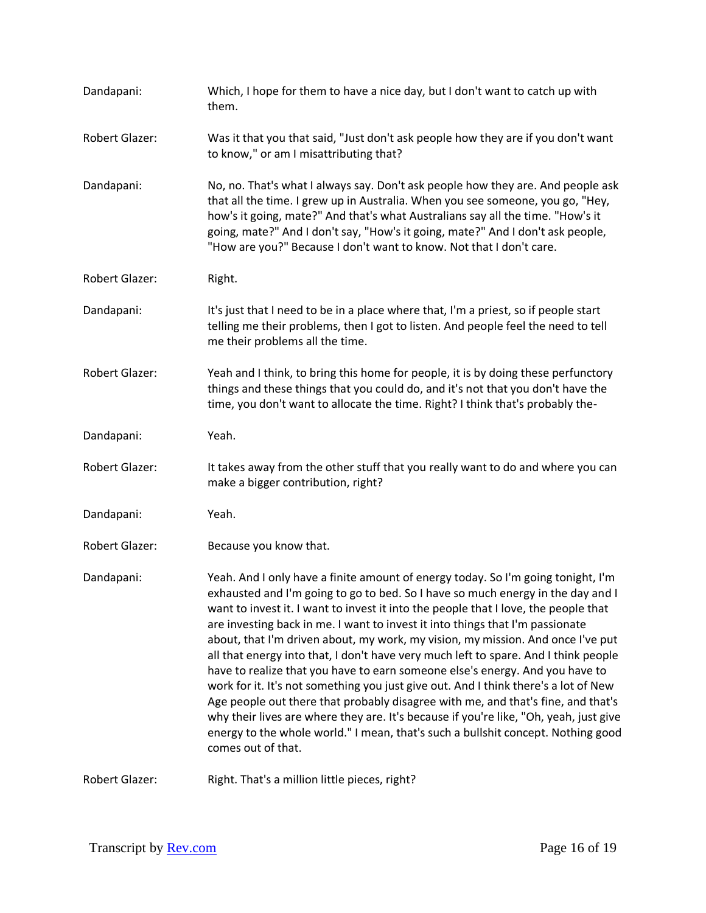Dandapani: Which, I hope for them to have a nice day, but I don't want to catch up with them.

Robert Glazer: Was it that you that said, "Just don't ask people how they are if you don't want to know," or am I misattributing that?

Dandapani: No, no. That's what I always say. Don't ask people how they are. And people ask that all the time. I grew up in Australia. When you see someone, you go, "Hey, how's it going, mate?" And that's what Australians say all the time. "How's it going, mate?" And I don't say, "How's it going, mate?" And I don't ask people, "How are you?" Because I don't want to know. Not that I don't care.

Robert Glazer: Right.

Dandapani: It's just that I need to be in a place where that, I'm a priest, so if people start telling me their problems, then I got to listen. And people feel the need to tell me their problems all the time.

Robert Glazer: Yeah and I think, to bring this home for people, it is by doing these perfunctory things and these things that you could do, and it's not that you don't have the time, you don't want to allocate the time. Right? I think that's probably the-

Dandapani: Yeah.

Robert Glazer: It takes away from the other stuff that you really want to do and where you can make a bigger contribution, right?

Dandapani: Yeah.

Robert Glazer: Because you know that.

Dandapani: Yeah. And I only have a finite amount of energy today. So I'm going tonight, I'm exhausted and I'm going to go to bed. So I have so much energy in the day and I want to invest it. I want to invest it into the people that I love, the people that are investing back in me. I want to invest it into things that I'm passionate about, that I'm driven about, my work, my vision, my mission. And once I've put all that energy into that, I don't have very much left to spare. And I think people have to realize that you have to earn someone else's energy. And you have to work for it. It's not something you just give out. And I think there's a lot of New Age people out there that probably disagree with me, and that's fine, and that's why their lives are where they are. It's because if you're like, "Oh, yeah, just give energy to the whole world." I mean, that's such a bullshit concept. Nothing good comes out of that.

Robert Glazer: Right. That's a million little pieces, right?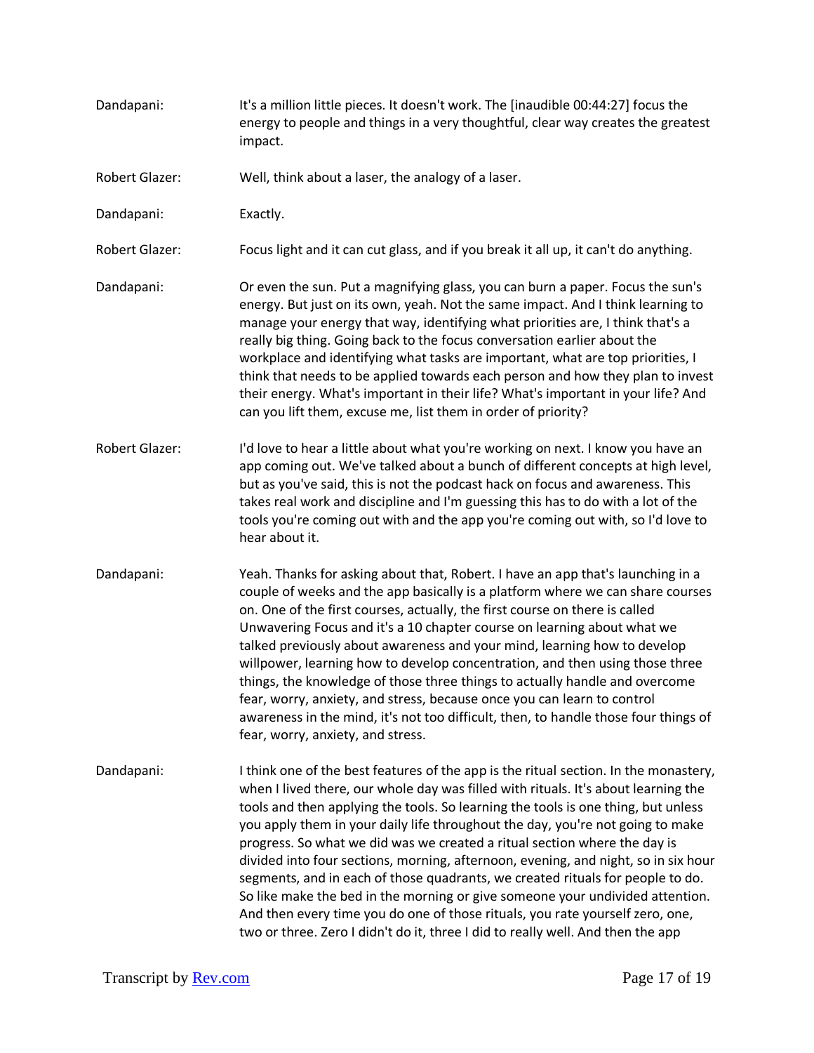Dandapani: It's a million little pieces. It doesn't work. The [inaudible 00:44:27] focus the energy to people and things in a very thoughtful, clear way creates the greatest impact.

Robert Glazer: Well, think about a laser, the analogy of a laser.

Dandapani: Exactly.

Robert Glazer: Focus light and it can cut glass, and if you break it all up, it can't do anything.

Dandapani: Or even the sun. Put a magnifying glass, you can burn a paper. Focus the sun's energy. But just on its own, yeah. Not the same impact. And I think learning to manage your energy that way, identifying what priorities are, I think that's a really big thing. Going back to the focus conversation earlier about the workplace and identifying what tasks are important, what are top priorities, I think that needs to be applied towards each person and how they plan to invest their energy. What's important in their life? What's important in your life? And can you lift them, excuse me, list them in order of priority?

Robert Glazer: I'd love to hear a little about what you're working on next. I know you have an app coming out. We've talked about a bunch of different concepts at high level, but as you've said, this is not the podcast hack on focus and awareness. This takes real work and discipline and I'm guessing this has to do with a lot of the tools you're coming out with and the app you're coming out with, so I'd love to hear about it.

Dandapani: Yeah. Thanks for asking about that, Robert. I have an app that's launching in a couple of weeks and the app basically is a platform where we can share courses on. One of the first courses, actually, the first course on there is called Unwavering Focus and it's a 10 chapter course on learning about what we talked previously about awareness and your mind, learning how to develop willpower, learning how to develop concentration, and then using those three things, the knowledge of those three things to actually handle and overcome fear, worry, anxiety, and stress, because once you can learn to control awareness in the mind, it's not too difficult, then, to handle those four things of fear, worry, anxiety, and stress.

Dandapani: I think one of the best features of the app is the ritual section. In the monastery, when I lived there, our whole day was filled with rituals. It's about learning the tools and then applying the tools. So learning the tools is one thing, but unless you apply them in your daily life throughout the day, you're not going to make progress. So what we did was we created a ritual section where the day is divided into four sections, morning, afternoon, evening, and night, so in six hour segments, and in each of those quadrants, we created rituals for people to do. So like make the bed in the morning or give someone your undivided attention. And then every time you do one of those rituals, you rate yourself zero, one, two or three. Zero I didn't do it, three I did to really well. And then the app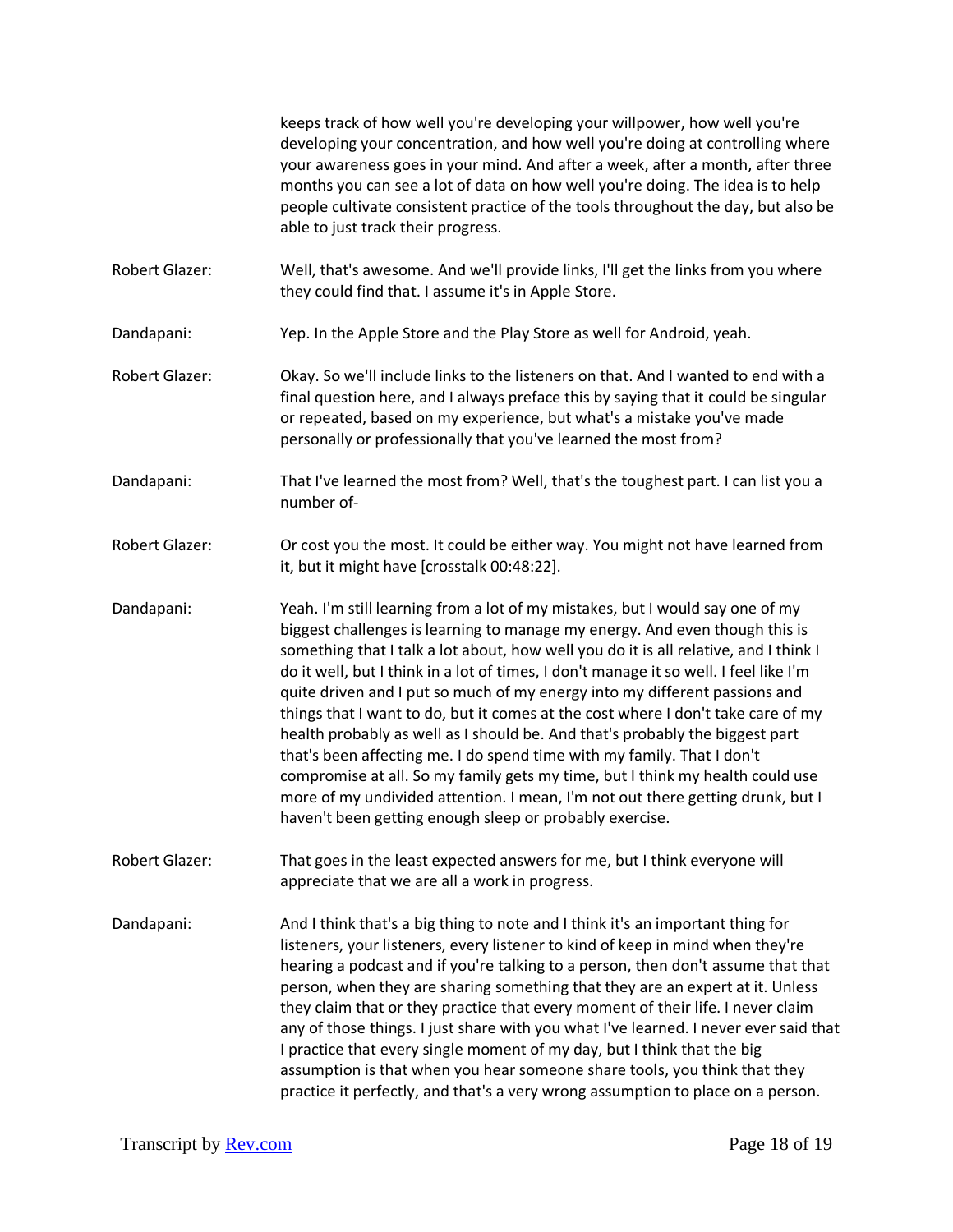keeps track of how well you're developing your willpower, how well you're developing your concentration, and how well you're doing at controlling where your awareness goes in your mind. And after a week, after a month, after three months you can see a lot of data on how well you're doing. The idea is to help people cultivate consistent practice of the tools throughout the day, but also be able to just track their progress.

Robert Glazer: Well, that's awesome. And we'll provide links, I'll get the links from you where they could find that. I assume it's in Apple Store.

Dandapani: Yep. In the Apple Store and the Play Store as well for Android, yeah.

Robert Glazer: Okay. So we'll include links to the listeners on that. And I wanted to end with a final question here, and I always preface this by saying that it could be singular or repeated, based on my experience, but what's a mistake you've made personally or professionally that you've learned the most from?

Dandapani: That I've learned the most from? Well, that's the toughest part. I can list you a number of-

Robert Glazer: Or cost you the most. It could be either way. You might not have learned from it, but it might have [crosstalk 00:48:22].

Dandapani: Yeah. I'm still learning from a lot of my mistakes, but I would say one of my biggest challenges is learning to manage my energy. And even though this is something that I talk a lot about, how well you do it is all relative, and I think I do it well, but I think in a lot of times, I don't manage it so well. I feel like I'm quite driven and I put so much of my energy into my different passions and things that I want to do, but it comes at the cost where I don't take care of my health probably as well as I should be. And that's probably the biggest part that's been affecting me. I do spend time with my family. That I don't compromise at all. So my family gets my time, but I think my health could use more of my undivided attention. I mean, I'm not out there getting drunk, but I haven't been getting enough sleep or probably exercise.

Robert Glazer: That goes in the least expected answers for me, but I think everyone will appreciate that we are all a work in progress.

Dandapani: And I think that's a big thing to note and I think it's an important thing for listeners, your listeners, every listener to kind of keep in mind when they're hearing a podcast and if you're talking to a person, then don't assume that that person, when they are sharing something that they are an expert at it. Unless they claim that or they practice that every moment of their life. I never claim any of those things. I just share with you what I've learned. I never ever said that I practice that every single moment of my day, but I think that the big assumption is that when you hear someone share tools, you think that they practice it perfectly, and that's a very wrong assumption to place on a person.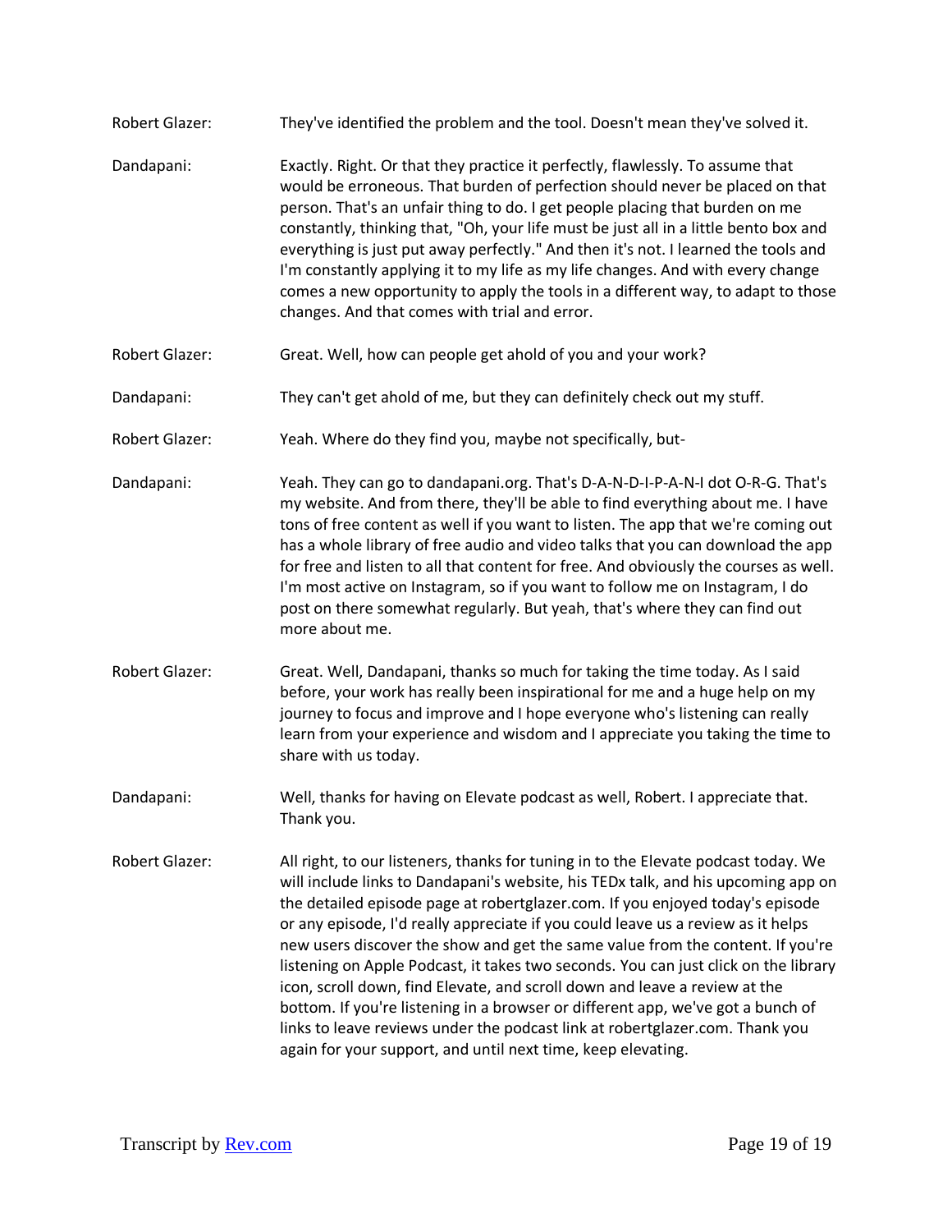Robert Glazer: They've identified the problem and the tool. Doesn't mean they've solved it.

Dandapani: Exactly. Right. Or that they practice it perfectly, flawlessly. To assume that would be erroneous. That burden of perfection should never be placed on that person. That's an unfair thing to do. I get people placing that burden on me constantly, thinking that, "Oh, your life must be just all in a little bento box and everything is just put away perfectly." And then it's not. I learned the tools and I'm constantly applying it to my life as my life changes. And with every change comes a new opportunity to apply the tools in a different way, to adapt to those changes. And that comes with trial and error.

Robert Glazer: Great. Well, how can people get ahold of you and your work?

Dandapani: They can't get ahold of me, but they can definitely check out my stuff.

Robert Glazer: Yeah. Where do they find you, maybe not specifically, but-

Dandapani: Yeah. They can go to dandapani.org. That's D-A-N-D-I-P-A-N-I dot O-R-G. That's my website. And from there, they'll be able to find everything about me. I have tons of free content as well if you want to listen. The app that we're coming out has a whole library of free audio and video talks that you can download the app for free and listen to all that content for free. And obviously the courses as well. I'm most active on Instagram, so if you want to follow me on Instagram, I do post on there somewhat regularly. But yeah, that's where they can find out more about me.

Robert Glazer: Great. Well, Dandapani, thanks so much for taking the time today. As I said before, your work has really been inspirational for me and a huge help on my journey to focus and improve and I hope everyone who's listening can really learn from your experience and wisdom and I appreciate you taking the time to share with us today.

Dandapani: Well, thanks for having on Elevate podcast as well, Robert. I appreciate that. Thank you.

Robert Glazer: All right, to our listeners, thanks for tuning in to the Elevate podcast today. We will include links to Dandapani's website, his TEDx talk, and his upcoming app on the detailed episode page at robertglazer.com. If you enjoyed today's episode or any episode, I'd really appreciate if you could leave us a review as it helps new users discover the show and get the same value from the content. If you're listening on Apple Podcast, it takes two seconds. You can just click on the library icon, scroll down, find Elevate, and scroll down and leave a review at the bottom. If you're listening in a browser or different app, we've got a bunch of links to leave reviews under the podcast link at robertglazer.com. Thank you again for your support, and until next time, keep elevating.